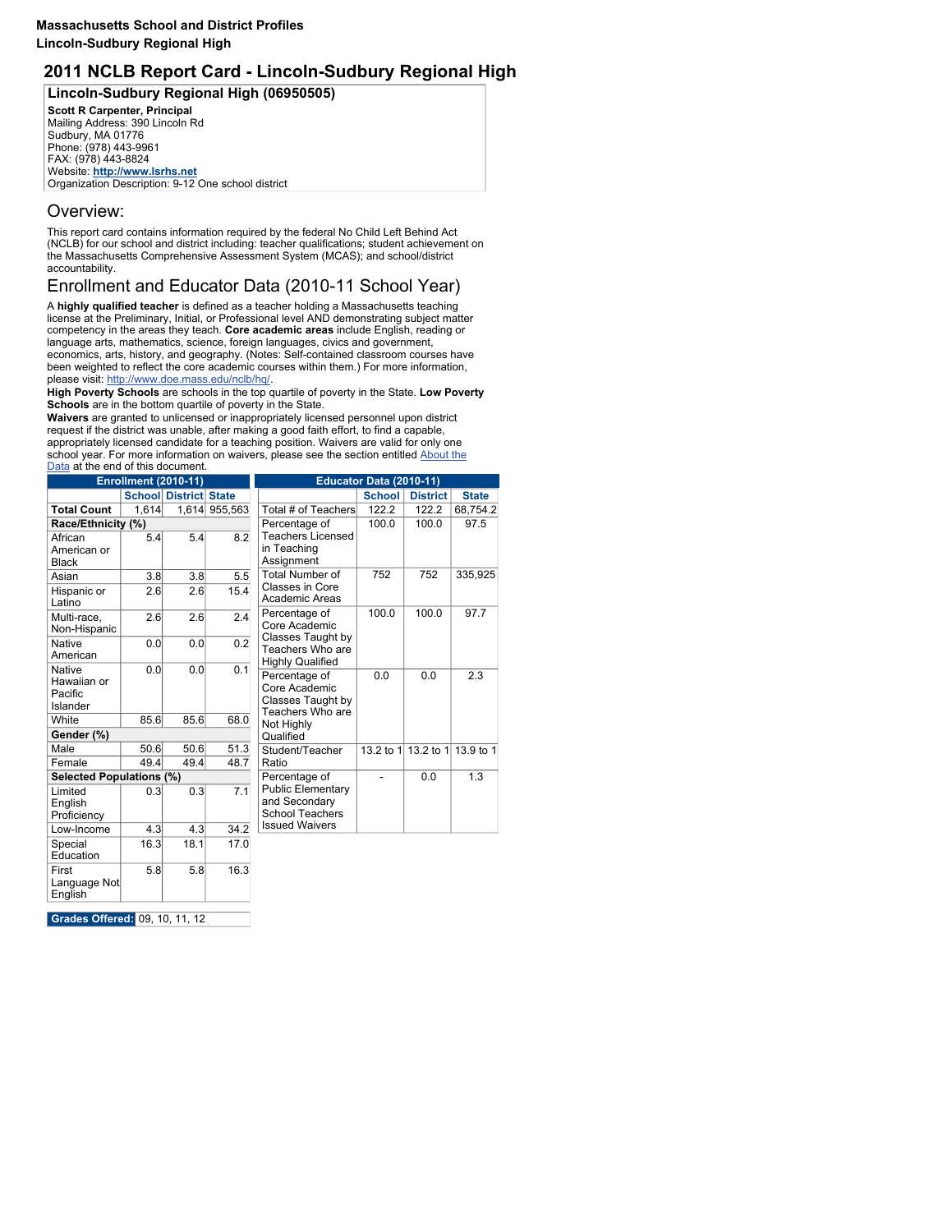**Massachusetts School and District Profiles**

**Lincoln-Sudbury Regional High**

# 2011 NCLB Report Card - Lincoln-Sudbury Regional High

## Lincoln-Sudbury Regional High (06950505)

**Scott R Carpenter, Principal**
Mailing Address: 390 Lincoln Rd
Sudbury, MA 01776
Phone: (978) 443-9961
FAX: (978) 443-8824
Website: **http://www.lsrhs.net**
Organization Description: 9-12 One school district

## Overview:

This report card contains information required by the federal No Child Left Behind Act (NCLB) for our school and district including: teacher qualifications; student achievement on the Massachusetts Comprehensive Assessment System (MCAS); and school/district accountability.

## Enrollment and Educator Data (2010-11 School Year)

A **highly qualified teacher** is defined as a teacher holding a Massachusetts teaching license at the Preliminary, Initial, or Professional level AND demonstrating subject matter competency in the areas they teach. **Core academic areas** include English, reading or language arts, mathematics, science, foreign languages, civics and government, economics, arts, history, and geography. (Notes: Self-contained classroom courses have been weighted to reflect the core academic courses within them.) For more information, please visit: http://www.doe.mass.edu/nclb/hq/.

**High Poverty Schools** are schools in the top quartile of poverty in the State. **Low Poverty Schools** are in the bottom quartile of poverty in the State.

**Waivers** are granted to unlicensed or inappropriately licensed personnel upon district request if the district was unable, after making a good faith effort, to find a capable, appropriately licensed candidate for a teaching position. Waivers are valid for only one school year. For more information on waivers, please see the section entitled About the Data at the end of this document.

| Enrollment (2010-11) | School | District | State |
|---|---|---|---|
| **Total Count** | 1,614 | 1,614 | 955,563 |
| **Race/Ethnicity (%)** | | | |
| African American or Black | 5.4 | 5.4 | 8.2 |
| Asian | 3.8 | 3.8 | 5.5 |
| Hispanic or Latino | 2.6 | 2.6 | 15.4 |
| Multi-race, Non-Hispanic | 2.6 | 2.6 | 2.4 |
| Native American | 0.0 | 0.0 | 0.2 |
| Native Hawaiian or Pacific Islander | 0.0 | 0.0 | 0.1 |
| White | 85.6 | 85.6 | 68.0 |
| **Gender (%)** | | | |
| Male | 50.6 | 50.6 | 51.3 |
| Female | 49.4 | 49.4 | 48.7 |
| **Selected Populations (%)** | | | |
| Limited English Proficiency | 0.3 | 0.3 | 7.1 |
| Low-Income | 4.3 | 4.3 | 34.2 |
| Special Education | 16.3 | 18.1 | 17.0 |
| First Language Not English | 5.8 | 5.8 | 16.3 |

**Grades Offered:** 09, 10, 11, 12

| Educator Data (2010-11) | School | District | State |
|---|---|---|---|
| Total # of Teachers | 122.2 | 122.2 | 68,754.2 |
| Percentage of Teachers Licensed in Teaching Assignment | 100.0 | 100.0 | 97.5 |
| Total Number of Classes in Core Academic Areas | 752 | 752 | 335,925 |
| Percentage of Core Academic Classes Taught by Teachers Who are Highly Qualified | 100.0 | 100.0 | 97.7 |
| Percentage of Core Academic Classes Taught by Teachers Who are Not Highly Qualified | 0.0 | 0.0 | 2.3 |
| Student/Teacher Ratio | 13.2 to 1 | 13.2 to 1 | 13.9 to 1 |
| Percentage of Public Elementary and Secondary School Teachers Issued Waivers | - | 0.0 | 1.3 |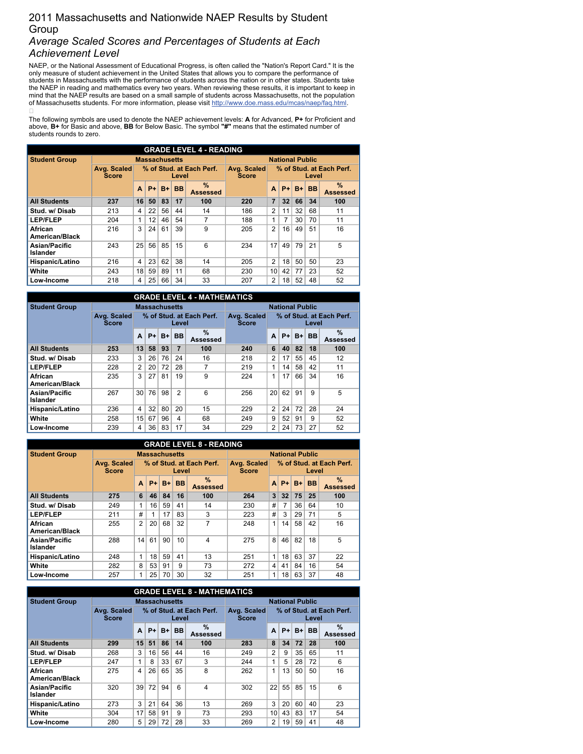# 2011 Massachusetts and Nationwide NAEP Results by Student Group

## *Average Scaled Scores and Percentages of Students at Each Achievement Level*

NAEP, or the National Assessment of Educational Progress, is often called the "Nation's Report Card." It is the only measure of student achievement in the United States that allows you to compare the performance of students in Massachusetts with the performance of students across the nation or in other states. Students take the NAEP in reading and mathematics every two years. When reviewing these results, it is important to keep in mind that the NAEP results are based on a small sample of students across Massachusetts, not the population of Massachusetts students. For more information, please visit http://www.doe.mass.edu/mcas/naep/faq.html.

The following symbols are used to denote the NAEP achievement levels: **A** for Advanced, **P+** for Proficient and above, **B+** for Basic and above, **BB** for Below Basic. The symbol **"#"** means that the estimated number of students rounds to zero.

**GRADE LEVEL 4 - READING**

| Student Group | Massachusetts | | | | | | National Public | | | | | |
|---|---|---|---|---|---|---|---|---|---|---|---|---|
| | Avg. Scaled Score | % of Stud. at Each Perf. Level | | | | | Avg. Scaled Score | % of Stud. at Each Perf. Level | | | | |
| | | A | P+ | B+ | BB | % Assessed | | A | P+ | B+ | BB | % Assessed |
| **All Students** | **237** | **16** | **50** | **83** | **17** | **100** | **220** | **7** | **32** | **66** | **34** | **100** |
| Stud. w/ Disab | 213 | 4 | 22 | 56 | 44 | 14 | 186 | 2 | 11 | 32 | 68 | 11 |
| LEP/FLEP | 204 | 1 | 12 | 46 | 54 | 7 | 188 | 1 | 7 | 30 | 70 | 11 |
| African American/Black | 216 | 3 | 24 | 61 | 39 | 9 | 205 | 2 | 16 | 49 | 51 | 16 |
| Asian/Pacific Islander | 243 | 25 | 56 | 85 | 15 | 6 | 234 | 17 | 49 | 79 | 21 | 5 |
| Hispanic/Latino | 216 | 4 | 23 | 62 | 38 | 14 | 205 | 2 | 18 | 50 | 50 | 23 |
| White | 243 | 18 | 59 | 89 | 11 | 68 | 230 | 10 | 42 | 77 | 23 | 52 |
| Low-Income | 218 | 4 | 25 | 66 | 34 | 33 | 207 | 2 | 18 | 52 | 48 | 52 |

**GRADE LEVEL 4 - MATHEMATICS**

| Student Group | Massachusetts | | | | | | National Public | | | | | |
|---|---|---|---|---|---|---|---|---|---|---|---|---|
| | Avg. Scaled Score | % of Stud. at Each Perf. Level | | | | | Avg. Scaled Score | % of Stud. at Each Perf. Level | | | | |
| | | A | P+ | B+ | BB | % Assessed | | A | P+ | B+ | BB | % Assessed |
| **All Students** | **253** | **13** | **58** | **93** | **7** | **100** | **240** | **6** | **40** | **82** | **18** | **100** |
| Stud. w/ Disab | 233 | 3 | 26 | 76 | 24 | 16 | 218 | 2 | 17 | 55 | 45 | 12 |
| LEP/FLEP | 228 | 2 | 20 | 72 | 28 | 7 | 219 | 1 | 14 | 58 | 42 | 11 |
| African American/Black | 235 | 3 | 27 | 81 | 19 | 9 | 224 | 1 | 17 | 66 | 34 | 16 |
| Asian/Pacific Islander | 267 | 30 | 76 | 98 | 2 | 6 | 256 | 20 | 62 | 91 | 9 | 5 |
| Hispanic/Latino | 236 | 4 | 32 | 80 | 20 | 15 | 229 | 2 | 24 | 72 | 28 | 24 |
| White | 258 | 15 | 67 | 96 | 4 | 68 | 249 | 9 | 52 | 91 | 9 | 52 |
| Low-Income | 239 | 4 | 36 | 83 | 17 | 34 | 229 | 2 | 24 | 73 | 27 | 52 |

**GRADE LEVEL 8 - READING**

| Student Group | Massachusetts | | | | | | National Public | | | | | |
|---|---|---|---|---|---|---|---|---|---|---|---|---|
| | Avg. Scaled Score | % of Stud. at Each Perf. Level | | | | | Avg. Scaled Score | % of Stud. at Each Perf. Level | | | | |
| | | A | P+ | B+ | BB | % Assessed | | A | P+ | B+ | BB | % Assessed |
| **All Students** | **275** | **6** | **46** | **84** | **16** | **100** | **264** | **3** | **32** | **75** | **25** | **100** |
| Stud. w/ Disab | 249 | 1 | 16 | 59 | 41 | 14 | 230 | # | 7 | 36 | 64 | 10 |
| LEP/FLEP | 211 | # | 1 | 17 | 83 | 3 | 223 | # | 3 | 29 | 71 | 5 |
| African American/Black | 255 | 2 | 20 | 68 | 32 | 7 | 248 | 1 | 14 | 58 | 42 | 16 |
| Asian/Pacific Islander | 288 | 14 | 61 | 90 | 10 | 4 | 275 | 8 | 46 | 82 | 18 | 5 |
| Hispanic/Latino | 248 | 1 | 18 | 59 | 41 | 13 | 251 | 1 | 18 | 63 | 37 | 22 |
| White | 282 | 8 | 53 | 91 | 9 | 73 | 272 | 4 | 41 | 84 | 16 | 54 |
| Low-Income | 257 | 1 | 25 | 70 | 30 | 32 | 251 | 1 | 18 | 63 | 37 | 48 |

**GRADE LEVEL 8 - MATHEMATICS**

| Student Group | Massachusetts | | | | | | National Public | | | | | |
|---|---|---|---|---|---|---|---|---|---|---|---|---|
| | Avg. Scaled Score | % of Stud. at Each Perf. Level | | | | | Avg. Scaled Score | % of Stud. at Each Perf. Level | | | | |
| | | A | P+ | B+ | BB | % Assessed | | A | P+ | B+ | BB | % Assessed |
| **All Students** | **299** | **15** | **51** | **86** | **14** | **100** | **283** | **8** | **34** | **72** | **28** | **100** |
| Stud. w/ Disab | 268 | 3 | 16 | 56 | 44 | 16 | 249 | 2 | 9 | 35 | 65 | 11 |
| LEP/FLEP | 247 | 1 | 8 | 33 | 67 | 3 | 244 | 1 | 5 | 28 | 72 | 6 |
| African American/Black | 275 | 4 | 26 | 65 | 35 | 8 | 262 | 1 | 13 | 50 | 50 | 16 |
| Asian/Pacific Islander | 320 | 39 | 72 | 94 | 6 | 4 | 302 | 22 | 55 | 85 | 15 | 6 |
| Hispanic/Latino | 273 | 3 | 21 | 64 | 36 | 13 | 269 | 3 | 20 | 60 | 40 | 23 |
| White | 304 | 17 | 58 | 91 | 9 | 73 | 293 | 10 | 43 | 83 | 17 | 54 |
| Low-Income | 280 | 5 | 29 | 72 | 28 | 33 | 269 | 2 | 19 | 59 | 41 | 48 |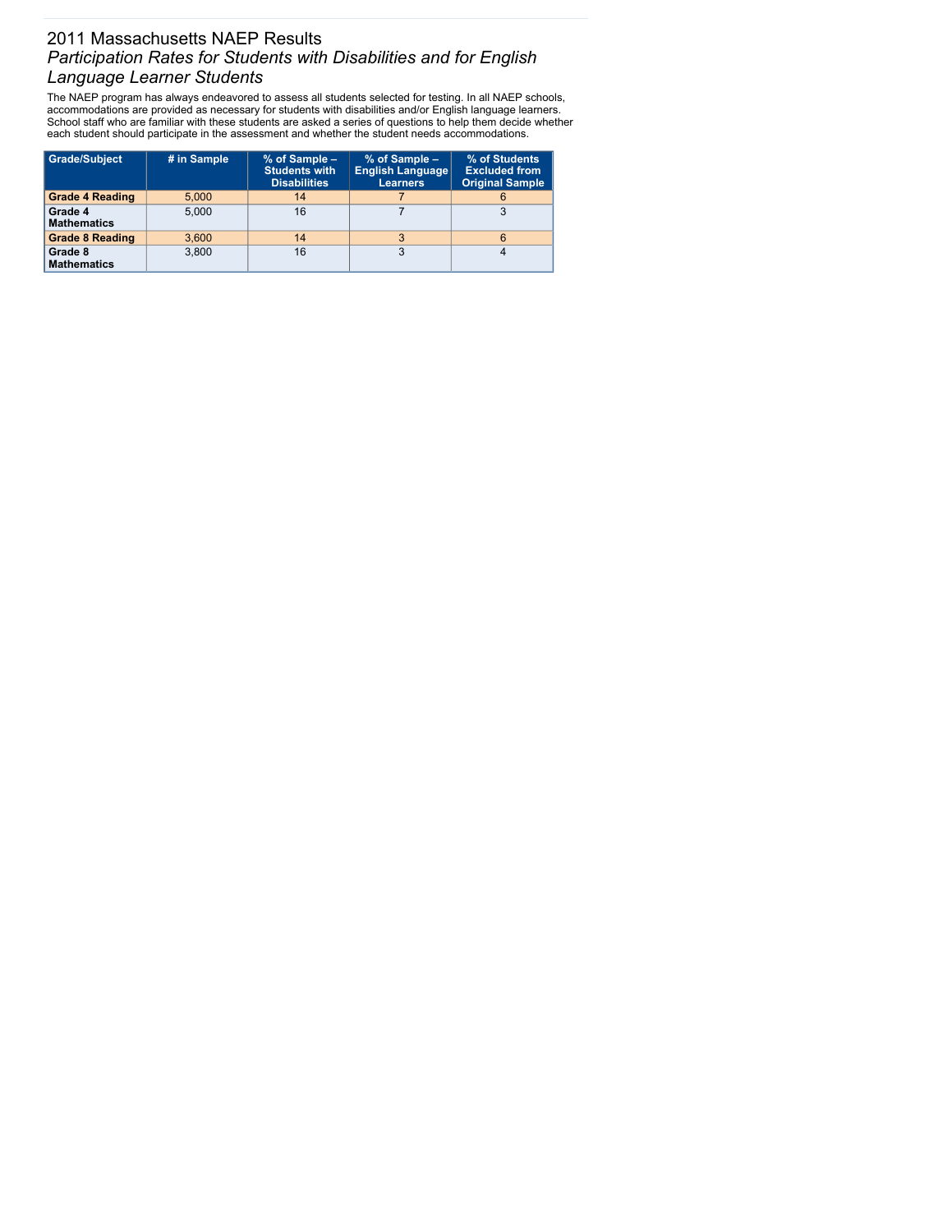# 2011 Massachusetts NAEP Results

## *Participation Rates for Students with Disabilities and for English Language Learner Students*

The NAEP program has always endeavored to assess all students selected for testing. In all NAEP schools, accommodations are provided as necessary for students with disabilities and/or English language learners. School staff who are familiar with these students are asked a series of questions to help them decide whether each student should participate in the assessment and whether the student needs accommodations.

| Grade/Subject | # in Sample | % of Sample – Students with Disabilities | % of Sample – English Language Learners | % of Students Excluded from Original Sample |
|---|---|---|---|---|
| **Grade 4 Reading** | 5,000 | 14 | 7 | 6 |
| **Grade 4 Mathematics** | 5,000 | 16 | 7 | 3 |
| **Grade 8 Reading** | 3,600 | 14 | 3 | 6 |
| **Grade 8 Mathematics** | 3,800 | 16 | 3 | 4 |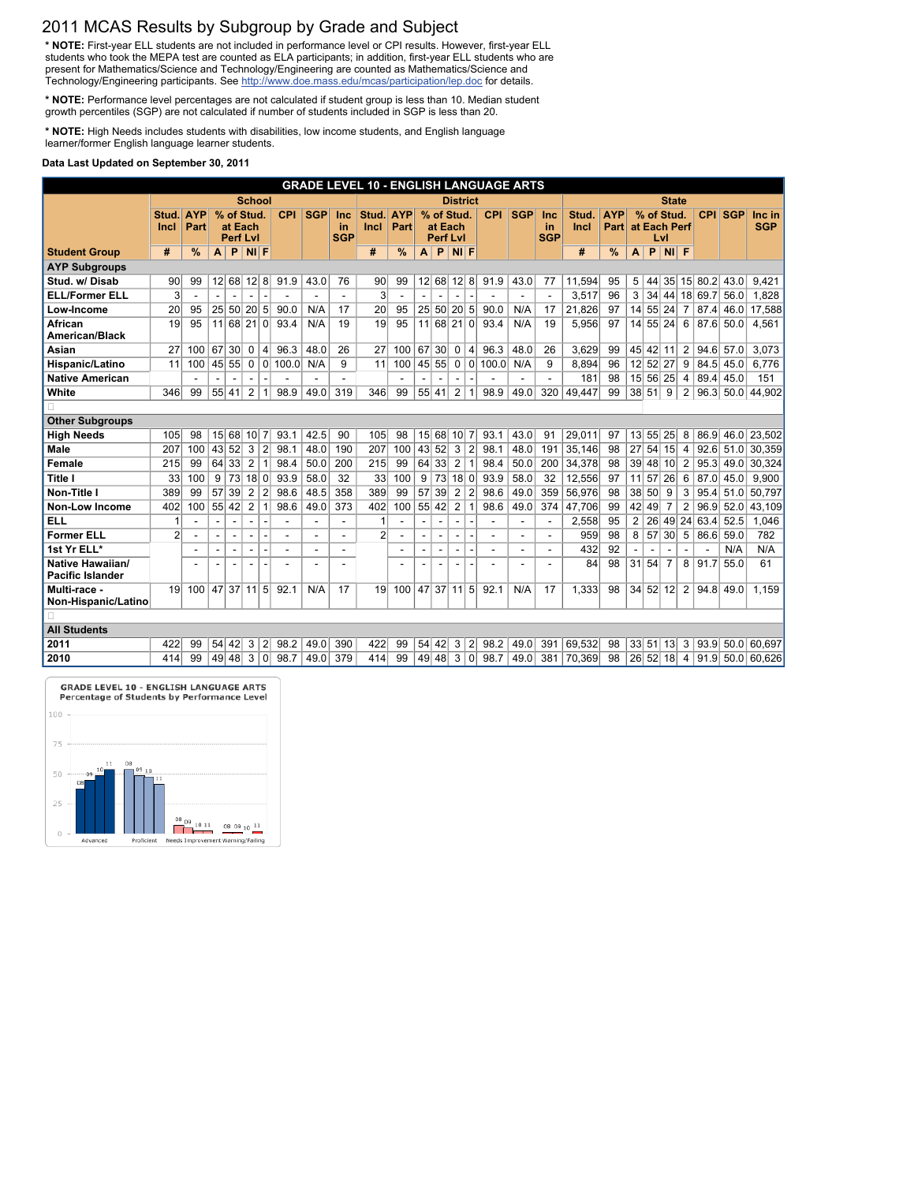# 2011 MCAS Results by Subgroup by Grade and Subject

**\* NOTE:** First-year ELL students are not included in performance level or CPI results. However, first-year ELL students who took the MEPA test are counted as ELA participants; in addition, first-year ELL students who are present for Mathematics/Science and Technology/Engineering are counted as Mathematics/Science and Technology/Engineering participants. See http://www.doe.mass.edu/mcas/participation/lep.doc for details.

**\* NOTE:** Performance level percentages are not calculated if student group is less than 10. Median student growth percentiles (SGP) are not calculated if number of students included in SGP is less than 20.

**\* NOTE:** High Needs includes students with disabilities, low income students, and English language learner/former English language learner students.

**Data Last Updated on September 30, 2011**

**GRADE LEVEL 10 - ENGLISH LANGUAGE ARTS**

| | School | | | | | | | | | District | | | | | | | | | State | | | | | | | | |
|---|---|---|---|---|---|---|---|---|---|---|---|---|---|---|---|---|---|---|---|---|---|---|---|---|---|---|---|
| | Stud. Incl | AYP Part | % of Stud. at Each Perf Lvl | | | | CPI | SGP | Inc in SGP | Stud. Incl | AYP Part | % of Stud. at Each Perf Lvl | | | | CPI | SGP | Inc in SGP | Stud. Incl | AYP Part | % of Stud. at Each Perf Lvl | | | | CPI | SGP | Inc in SGP |
| **Student Group** | # | % | A | P | NI | F | | | | # | % | A | P | NI | F | | | | # | % | A | P | NI | F | | | |
| **AYP Subgroups** | | | | | | | | | | | | | | | | | | | | | | | | | | | |
| **Stud. w/ Disab** | 90 | 99 | 12 | 68 | 12 | 8 | 91.9 | 43.0 | 76 | 90 | 99 | 12 | 68 | 12 | 8 | 91.9 | 43.0 | 77 | 11,594 | 95 | 5 | 44 | 35 | 15 | 80.2 | 43.0 | 9,421 |
| **ELL/Former ELL** | 3 | - | - | - | - | - | - | - | - | 3 | - | - | - | - | - | - | - | - | 3,517 | 96 | 3 | 34 | 44 | 18 | 69.7 | 56.0 | 1,828 |
| **Low-Income** | 20 | 95 | 25 | 50 | 20 | 5 | 90.0 | N/A | 17 | 20 | 95 | 25 | 50 | 20 | 5 | 90.0 | N/A | 17 | 21,826 | 97 | 14 | 55 | 24 | 7 | 87.4 | 46.0 | 17,588 |
| **African American/Black** | 19 | 95 | 11 | 68 | 21 | 0 | 93.4 | N/A | 19 | 19 | 95 | 11 | 68 | 21 | 0 | 93.4 | N/A | 19 | 5,956 | 97 | 14 | 55 | 24 | 6 | 87.6 | 50.0 | 4,561 |
| **Asian** | 27 | 100 | 67 | 30 | 0 | 4 | 96.3 | 48.0 | 26 | 27 | 100 | 67 | 30 | 0 | 4 | 96.3 | 48.0 | 26 | 3,629 | 99 | 45 | 42 | 11 | 2 | 94.6 | 57.0 | 3,073 |
| **Hispanic/Latino** | 11 | 100 | 45 | 55 | 0 | 0 | 100.0 | N/A | 9 | 11 | 100 | 45 | 55 | 0 | 0 | 100.0 | N/A | 9 | 8,894 | 96 | 12 | 52 | 27 | 9 | 84.5 | 45.0 | 6,776 |
| **Native American** | | - | - | - | - | - | - | - | - | | - | - | - | - | - | - | - | - | 181 | 98 | 15 | 56 | 25 | 4 | 89.4 | 45.0 | 151 |
| **White** | 346 | 99 | 55 | 41 | 2 | 1 | 98.9 | 49.0 | 319 | 346 | 99 | 55 | 41 | 2 | 1 | 98.9 | 49.0 | 320 | 49,447 | 99 | 38 | 51 | 9 | 2 | 96.3 | 50.0 | 44,902 |
| **Other Subgroups** | | | | | | | | | | | | | | | | | | | | | | | | | | | |
| **High Needs** | 105 | 98 | 15 | 68 | 10 | 7 | 93.1 | 42.5 | 90 | 105 | 98 | 15 | 68 | 10 | 7 | 93.1 | 43.0 | 91 | 29,011 | 97 | 13 | 55 | 25 | 8 | 86.9 | 46.0 | 23,502 |
| **Male** | 207 | 100 | 43 | 52 | 3 | 2 | 98.1 | 48.0 | 190 | 207 | 100 | 43 | 52 | 3 | 2 | 98.1 | 48.0 | 191 | 35,146 | 98 | 27 | 54 | 15 | 4 | 92.6 | 51.0 | 30,359 |
| **Female** | 215 | 99 | 64 | 33 | 2 | 1 | 98.4 | 50.0 | 200 | 215 | 99 | 64 | 33 | 2 | 1 | 98.4 | 50.0 | 200 | 34,378 | 98 | 39 | 48 | 10 | 2 | 95.3 | 49.0 | 30,324 |
| **Title I** | 33 | 100 | 9 | 73 | 18 | 0 | 93.9 | 58.0 | 32 | 33 | 100 | 9 | 73 | 18 | 0 | 93.9 | 58.0 | 32 | 12,556 | 97 | 11 | 57 | 26 | 6 | 87.0 | 45.0 | 9,900 |
| **Non-Title I** | 389 | 99 | 57 | 39 | 2 | 2 | 98.6 | 48.5 | 358 | 389 | 99 | 57 | 39 | 2 | 2 | 98.6 | 49.0 | 359 | 56,976 | 98 | 38 | 50 | 9 | 3 | 95.4 | 51.0 | 50,797 |
| **Non-Low Income** | 402 | 100 | 55 | 42 | 2 | 1 | 98.6 | 49.0 | 373 | 402 | 100 | 55 | 42 | 2 | 1 | 98.6 | 49.0 | 374 | 47,706 | 99 | 42 | 49 | 7 | 2 | 96.9 | 52.0 | 43,109 |
| **ELL** | 1 | - | - | - | - | - | - | - | - | 1 | - | - | - | - | - | - | - | - | 2,558 | 95 | 2 | 26 | 49 | 24 | 63.4 | 52.5 | 1,046 |
| **Former ELL** | 2 | - | - | - | - | - | - | - | - | 2 | - | - | - | - | - | - | - | - | 959 | 98 | 8 | 57 | 30 | 5 | 86.6 | 59.0 | 782 |
| **1st Yr ELL*** | | - | - | - | - | - | - | - | - | | - | - | - | - | - | - | - | - | 432 | 92 | - | - | - | - | - | N/A | N/A |
| **Native Hawaiian/ Pacific Islander** | | - | - | - | - | - | - | - | - | | - | - | - | - | - | - | - | - | 84 | 98 | 31 | 54 | 7 | 8 | 91.7 | 55.0 | 61 |
| **Multi-race - Non-Hispanic/Latino** | 19 | 100 | 47 | 37 | 11 | 5 | 92.1 | N/A | 17 | 19 | 100 | 47 | 37 | 11 | 5 | 92.1 | N/A | 17 | 1,333 | 98 | 34 | 52 | 12 | 2 | 94.8 | 49.0 | 1,159 |
| **All Students** | | | | | | | | | | | | | | | | | | | | | | | | | | | |
| **2011** | 422 | 99 | 54 | 42 | 3 | 2 | 98.2 | 49.0 | 390 | 422 | 99 | 54 | 42 | 3 | 2 | 98.2 | 49.0 | 391 | 69,532 | 98 | 33 | 51 | 13 | 3 | 93.9 | 50.0 | 60,697 |
| **2010** | 414 | 99 | 49 | 48 | 3 | 0 | 98.7 | 49.0 | 379 | 414 | 99 | 49 | 48 | 3 | 0 | 98.7 | 49.0 | 381 | 70,369 | 98 | 26 | 52 | 18 | 4 | 91.9 | 50.0 | 60,626 |

GRADE LEVEL 10 - ENGLISH LANGUAGE ARTS
Percentage of Students by Performance Level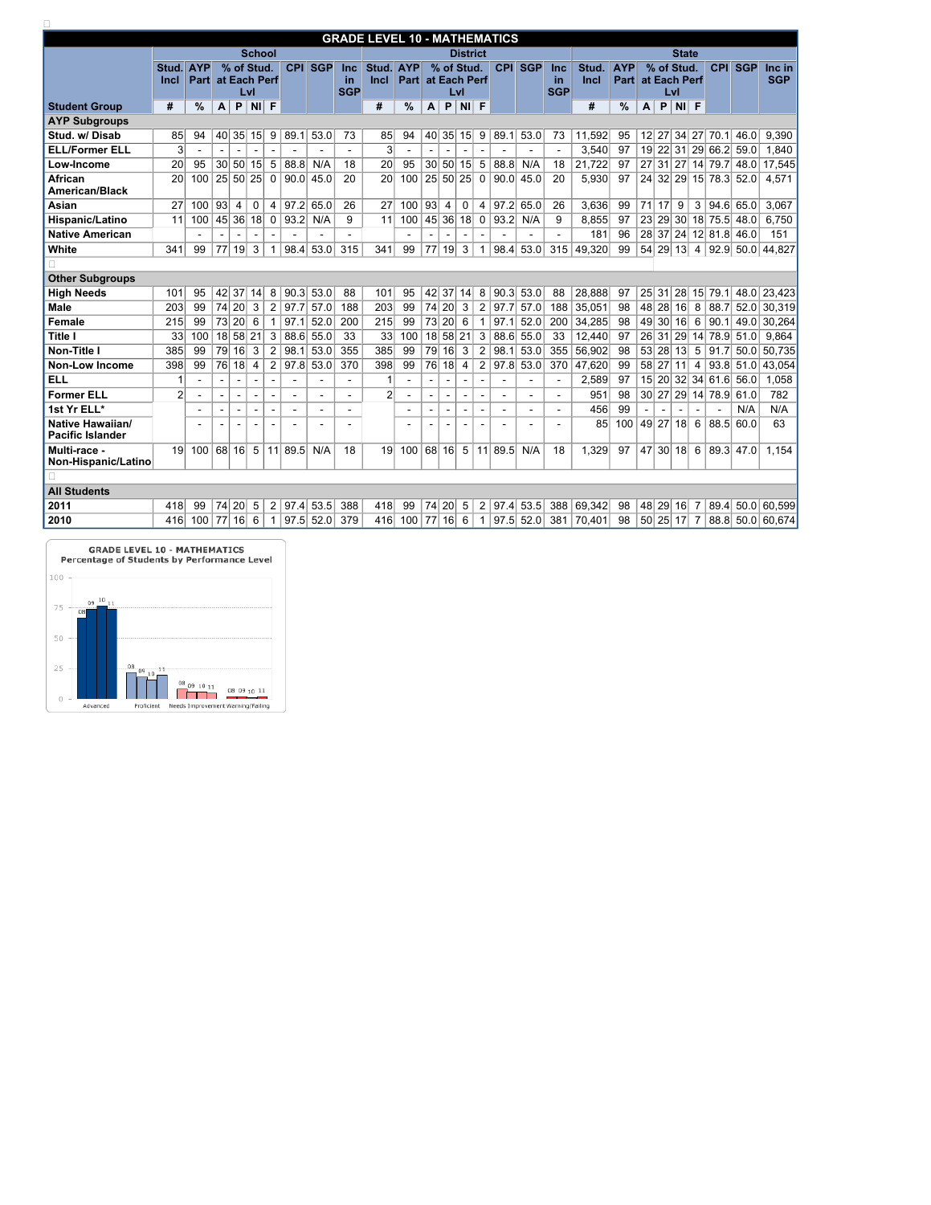## GRADE LEVEL 10 - MATHEMATICS

| Student Group | School | | | | | | | | | District | | | | | | | | | State | | | | | | | | |
|---|---|---|---|---|---|---|---|---|---|---|---|---|---|---|---|---|---|---|---|---|---|---|---|---|---|---|---|
| | Stud. Incl | AYP Part | % of Stud. at Each Perf Lvl | | | | CPI | SGP | Inc in SGP | Stud. Incl | AYP Part | % of Stud. at Each Perf Lvl | | | | CPI | SGP | Inc in SGP | Stud. Incl | AYP Part | % of Stud. at Each Perf Lvl | | | | CPI | SGP | Inc in SGP |
| | # | % | A | P | NI | F | | | | # | % | A | P | NI | F | | | | # | % | A | P | NI | F | | | |
| **AYP Subgroups** | | | | | | | | | | | | | | | | | | | | | | | | | | | |
| Stud. w/ Disab | 85 | 94 | 40 | 35 | 15 | 9 | 89.1 | 53.0 | 73 | 85 | 94 | 40 | 35 | 15 | 9 | 89.1 | 53.0 | 73 | 11,592 | 95 | 12 | 27 | 34 | 27 | 70.1 | 46.0 | 9,390 |
| ELL/Former ELL | 3 | - | - | - | - | - | - | - | - | 3 | - | - | - | - | - | - | - | - | 3,540 | 97 | 19 | 22 | 31 | 29 | 66.2 | 59.0 | 1,840 |
| Low-Income | 20 | 95 | 30 | 50 | 15 | 5 | 88.8 | N/A | 18 | 20 | 95 | 30 | 50 | 15 | 5 | 88.8 | N/A | 18 | 21,722 | 97 | 27 | 31 | 27 | 14 | 79.7 | 48.0 | 17,545 |
| African American/Black | 20 | 100 | 25 | 50 | 25 | 0 | 90.0 | 45.0 | 20 | 20 | 100 | 25 | 50 | 25 | 0 | 90.0 | 45.0 | 20 | 5,930 | 97 | 24 | 32 | 29 | 15 | 78.3 | 52.0 | 4,571 |
| Asian | 27 | 100 | 93 | 4 | 0 | 4 | 97.2 | 65.0 | 26 | 27 | 100 | 93 | 4 | 0 | 4 | 97.2 | 65.0 | 26 | 3,636 | 99 | 71 | 17 | 9 | 3 | 94.6 | 65.0 | 3,067 |
| Hispanic/Latino | 11 | 100 | 45 | 36 | 18 | 0 | 93.2 | N/A | 9 | 11 | 100 | 45 | 36 | 18 | 0 | 93.2 | N/A | 9 | 8,855 | 97 | 23 | 29 | 30 | 18 | 75.5 | 48.0 | 6,750 |
| Native American | | - | - | - | - | - | - | - | - | | - | - | - | - | - | - | - | - | 181 | 96 | 28 | 37 | 24 | 12 | 81.8 | 46.0 | 151 |
| White | 341 | 99 | 77 | 19 | 3 | 1 | 98.4 | 53.0 | 315 | 341 | 99 | 77 | 19 | 3 | 1 | 98.4 | 53.0 | 315 | 49,320 | 99 | 54 | 29 | 13 | 4 | 92.9 | 50.0 | 44,827 |
| **Other Subgroups** | | | | | | | | | | | | | | | | | | | | | | | | | | | |
| High Needs | 101 | 95 | 42 | 37 | 14 | 8 | 90.3 | 53.0 | 88 | 101 | 95 | 42 | 37 | 14 | 8 | 90.3 | 53.0 | 88 | 28,888 | 97 | 25 | 31 | 28 | 15 | 79.1 | 48.0 | 23,423 |
| Male | 203 | 99 | 74 | 20 | 3 | 2 | 97.7 | 57.0 | 188 | 203 | 99 | 74 | 20 | 3 | 2 | 97.7 | 57.0 | 188 | 35,051 | 98 | 48 | 28 | 16 | 8 | 88.7 | 52.0 | 30,319 |
| Female | 215 | 99 | 73 | 20 | 6 | 1 | 97.1 | 52.0 | 200 | 215 | 99 | 73 | 20 | 6 | 1 | 97.1 | 52.0 | 200 | 34,285 | 98 | 49 | 30 | 16 | 6 | 90.1 | 49.0 | 30,264 |
| Title I | 33 | 100 | 18 | 58 | 21 | 3 | 88.6 | 55.0 | 33 | 33 | 100 | 18 | 58 | 21 | 3 | 88.6 | 55.0 | 33 | 12,440 | 97 | 26 | 31 | 29 | 14 | 78.9 | 51.0 | 9,864 |
| Non-Title I | 385 | 99 | 79 | 16 | 3 | 2 | 98.1 | 53.0 | 355 | 385 | 99 | 79 | 16 | 3 | 2 | 98.1 | 53.0 | 355 | 56,902 | 98 | 53 | 28 | 13 | 5 | 91.7 | 50.0 | 50,735 |
| Non-Low Income | 398 | 99 | 76 | 18 | 4 | 2 | 97.8 | 53.0 | 370 | 398 | 99 | 76 | 18 | 4 | 2 | 97.8 | 53.0 | 370 | 47,620 | 99 | 58 | 27 | 11 | 4 | 93.8 | 51.0 | 43,054 |
| ELL | 1 | - | - | - | - | - | - | - | - | 1 | - | - | - | - | - | - | - | - | 2,589 | 97 | 15 | 20 | 32 | 34 | 61.6 | 56.0 | 1,058 |
| Former ELL | 2 | - | - | - | - | - | - | - | - | 2 | - | - | - | - | - | - | - | - | 951 | 98 | 30 | 27 | 29 | 14 | 78.9 | 61.0 | 782 |
| 1st Yr ELL* | | - | - | - | - | - | - | - | - | | - | - | - | - | - | - | - | - | 456 | 99 | - | - | - | - | - | N/A | N/A |
| Native Hawaiian/ Pacific Islander | | - | - | - | - | - | - | - | - | | - | - | - | - | - | - | - | - | 85 | 100 | 49 | 27 | 18 | 6 | 88.5 | 60.0 | 63 |
| Multi-race - Non-Hispanic/Latino | 19 | 100 | 68 | 16 | 5 | 11 | 89.5 | N/A | 18 | 19 | 100 | 68 | 16 | 5 | 11 | 89.5 | N/A | 18 | 1,329 | 97 | 47 | 30 | 18 | 6 | 89.3 | 47.0 | 1,154 |
| **All Students** | | | | | | | | | | | | | | | | | | | | | | | | | | | |
| 2011 | 418 | 99 | 74 | 20 | 5 | 2 | 97.4 | 53.5 | 388 | 418 | 99 | 74 | 20 | 5 | 2 | 97.4 | 53.5 | 388 | 69,342 | 98 | 48 | 29 | 16 | 7 | 89.4 | 50.0 | 60,599 |
| 2010 | 416 | 100 | 77 | 16 | 6 | 1 | 97.5 | 52.0 | 379 | 416 | 100 | 77 | 16 | 6 | 1 | 97.5 | 52.0 | 381 | 70,401 | 98 | 50 | 25 | 17 | 7 | 88.8 | 50.0 | 60,674 |

**GRADE LEVEL 10 - MATHEMATICS**
Percentage of Students by Performance Level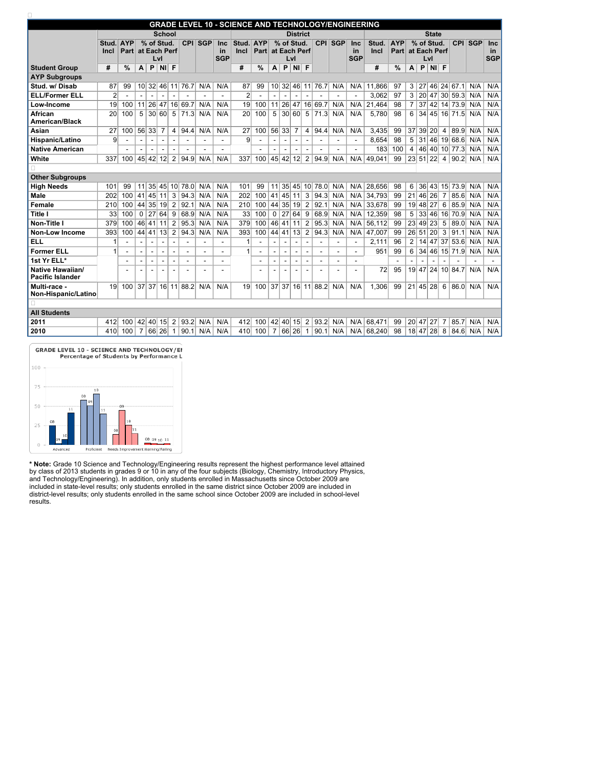## GRADE LEVEL 10 - SCIENCE AND TECHNOLOGY/ENGINEERING

| Student Group | School | | | | | | | | | | District | | | | | | | | | | State | | | | | | | | | |
|---|---|---|---|---|---|---|---|---|---|---|---|---|---|---|---|---|---|---|---|---|---|---|---|---|---|---|---|---|---|---|
| | Stud. Incl | AYP Part | % of Stud. at Each Perf Lvl | | | | CPI | SGP | Inc in SGP | | Stud. Incl | AYP Part | % of Stud. at Each Perf Lvl | | | | CPI | SGP | Inc in SGP | | Stud. Incl | AYP Part | % of Stud. at Each Perf Lvl | | | | CPI | SGP | Inc in SGP | |
| | # | % | A | P | NI | F | | | | | # | % | A | P | NI | F | | | | | # | % | A | P | NI | F | | | | |
| **AYP Subgroups** | | | | | | | | | | | | | | | | | | | | | | | | | | | | | | |
| Stud. w/ Disab | 87 | 99 | 10 | 32 | 46 | 11 | 76.7 | N/A | N/A | | 87 | 99 | 10 | 32 | 46 | 11 | 76.7 | N/A | N/A | | 11,866 | 97 | 3 | 27 | 46 | 24 | 67.1 | N/A | N/A | |
| ELL/Former ELL | 2 | - | - | - | - | - | - | - | - | | 2 | - | - | - | - | - | - | - | - | | 3,062 | 97 | 3 | 20 | 47 | 30 | 59.3 | N/A | N/A | |
| Low-Income | 19 | 100 | 11 | 26 | 47 | 16 | 69.7 | N/A | N/A | | 19 | 100 | 11 | 26 | 47 | 16 | 69.7 | N/A | N/A | | 21,464 | 98 | 7 | 37 | 42 | 14 | 73.9 | N/A | N/A | |
| African American/Black | 20 | 100 | 5 | 30 | 60 | 5 | 71.3 | N/A | N/A | | 20 | 100 | 5 | 30 | 60 | 5 | 71.3 | N/A | N/A | | 5,780 | 98 | 6 | 34 | 45 | 16 | 71.5 | N/A | N/A | |
| Asian | 27 | 100 | 56 | 33 | 7 | 4 | 94.4 | N/A | N/A | | 27 | 100 | 56 | 33 | 7 | 4 | 94.4 | N/A | N/A | | 3,435 | 99 | 37 | 39 | 20 | 4 | 89.9 | N/A | N/A | |
| Hispanic/Latino | 9 | - | - | - | - | - | - | - | - | | 9 | - | - | - | - | - | - | - | - | | 8,654 | 98 | 5 | 31 | 46 | 19 | 68.6 | N/A | N/A | |
| Native American | | - | - | - | - | - | - | - | - | | | - | - | - | - | - | - | - | - | | 183 | 100 | 4 | 46 | 40 | 10 | 77.3 | N/A | N/A | |
| White | 337 | 100 | 45 | 42 | 12 | 2 | 94.9 | N/A | N/A | | 337 | 100 | 45 | 42 | 12 | 2 | 94.9 | N/A | N/A | | 49,041 | 99 | 23 | 51 | 22 | 4 | 90.2 | N/A | N/A | |
| **Other Subgroups** | | | | | | | | | | | | | | | | | | | | | | | | | | | | | | |
| High Needs | 101 | 99 | 11 | 35 | 45 | 10 | 78.0 | N/A | N/A | | 101 | 99 | 11 | 35 | 45 | 10 | 78.0 | N/A | N/A | | 28,656 | 98 | 6 | 36 | 43 | 15 | 73.9 | N/A | N/A | |
| Male | 202 | 100 | 41 | 45 | 11 | 3 | 94.3 | N/A | N/A | | 202 | 100 | 41 | 45 | 11 | 3 | 94.3 | N/A | N/A | | 34,793 | 99 | 21 | 46 | 26 | 7 | 85.6 | N/A | N/A | |
| Female | 210 | 100 | 44 | 35 | 19 | 2 | 92.1 | N/A | N/A | | 210 | 100 | 44 | 35 | 19 | 2 | 92.1 | N/A | N/A | | 33,678 | 99 | 19 | 48 | 27 | 6 | 85.9 | N/A | N/A | |
| Title I | 33 | 100 | 0 | 27 | 64 | 9 | 68.9 | N/A | N/A | | 33 | 100 | 0 | 27 | 64 | 9 | 68.9 | N/A | N/A | | 12,359 | 98 | 5 | 33 | 46 | 16 | 70.9 | N/A | N/A | |
| Non-Title I | 379 | 100 | 46 | 41 | 11 | 2 | 95.3 | N/A | N/A | | 379 | 100 | 46 | 41 | 11 | 2 | 95.3 | N/A | N/A | | 56,112 | 99 | 23 | 49 | 23 | 5 | 89.0 | N/A | N/A | |
| Non-Low Income | 393 | 100 | 44 | 41 | 13 | 2 | 94.3 | N/A | N/A | | 393 | 100 | 44 | 41 | 13 | 2 | 94.3 | N/A | N/A | | 47,007 | 99 | 26 | 51 | 20 | 3 | 91.1 | N/A | N/A | |
| ELL | 1 | - | - | - | - | - | - | - | - | | 1 | - | - | - | - | - | - | - | - | | 2,111 | 96 | 2 | 14 | 47 | 37 | 53.6 | N/A | N/A | |
| Former ELL | 1 | - | - | - | - | - | - | - | - | | 1 | - | - | - | - | - | - | - | - | | 951 | 99 | 6 | 34 | 46 | 15 | 71.9 | N/A | N/A | |
| 1st Yr ELL* | | - | - | - | - | - | - | - | - | | | - | - | - | - | - | - | - | - | | | - | - | - | - | - | - | - | - | |
| Native Hawaiian/ Pacific Islander | | - | - | - | - | - | - | - | - | | | - | - | - | - | - | - | - | - | | 72 | 95 | 19 | 47 | 24 | 10 | 84.7 | N/A | N/A | |
| Multi-race - Non-Hispanic/Latino | 19 | 100 | 37 | 37 | 16 | 11 | 88.2 | N/A | N/A | | 19 | 100 | 37 | 37 | 16 | 11 | 88.2 | N/A | N/A | | 1,306 | 99 | 21 | 45 | 28 | 6 | 86.0 | N/A | N/A | |
| **All Students** | | | | | | | | | | | | | | | | | | | | | | | | | | | | | | |
| 2011 | 412 | 100 | 42 | 40 | 15 | 2 | 93.2 | N/A | N/A | | 412 | 100 | 42 | 40 | 15 | 2 | 93.2 | N/A | N/A | | 68,471 | 99 | 20 | 47 | 27 | 7 | 85.7 | N/A | N/A | |
| 2010 | 410 | 100 | 7 | 66 | 26 | 1 | 90.1 | N/A | N/A | | 410 | 100 | 7 | 66 | 26 | 1 | 90.1 | N/A | N/A | | 68,240 | 98 | 18 | 47 | 28 | 8 | 84.6 | N/A | N/A | |

GRADE LEVEL 10 - SCIENCE AND TECHNOLOGY/EI
Percentage of Students by Performance L

**\* Note:** Grade 10 Science and Technology/Engineering results represent the highest performance level attained by class of 2013 students in grades 9 or 10 in any of the four subjects (Biology, Chemistry, Introductory Physics, and Technology/Engineering). In addition, only students enrolled in Massachusetts since October 2009 are included in state-level results; only students enrolled in the same district since October 2009 are included in district-level results; only students enrolled in the same school since October 2009 are included in school-level results.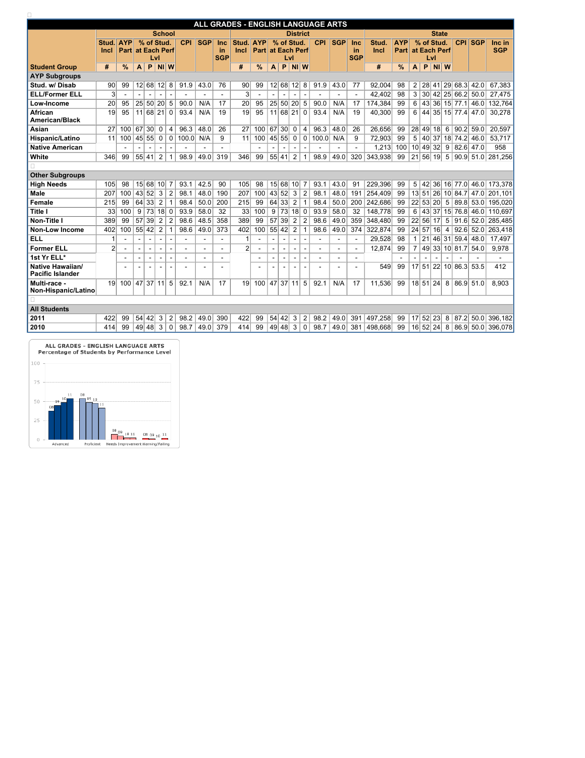# ALL GRADES - ENGLISH LANGUAGE ARTS

| Student Group | School | | | | | | | | | District | | | | | | | | | State | | | | | | | | |
|---|---|---|---|---|---|---|---|---|---|---|---|---|---|---|---|---|---|---|---|---|---|---|---|---|---|---|---|
| | Stud. Incl | AYP Part | % of Stud. at Each Perf Lvl | | | | CPI | SGP | Inc in SGP | Stud. Incl | AYP Part | % of Stud. at Each Perf Lvl | | | | CPI | SGP | Inc in SGP | Stud. Incl | AYP Part | % of Stud. at Each Perf Lvl | | | | CPI | SGP | Inc in SGP |
| | # | % | A | P | NI | W | | | | # | % | A | P | NI | W | | | | # | % | A | P | NI | W | | | |
| **AYP Subgroups** | | | | | | | | | | | | | | | | | | | | | | | | | | | |
| Stud. w/ Disab | 90 | 99 | 12 | 68 | 12 | 8 | 91.9 | 43.0 | 76 | 90 | 99 | 12 | 68 | 12 | 8 | 91.9 | 43.0 | 77 | 92,004 | 98 | 2 | 28 | 41 | 29 | 68.3 | 42.0 | 67,383 |
| ELL/Former ELL | 3 | - | - | - | - | - | - | - | - | 3 | - | - | - | - | - | - | - | - | 42,402 | 98 | 3 | 30 | 42 | 25 | 66.2 | 50.0 | 27,475 |
| Low-Income | 20 | 95 | 25 | 50 | 20 | 5 | 90.0 | N/A | 17 | 20 | 95 | 25 | 50 | 20 | 5 | 90.0 | N/A | 17 | 174,384 | 99 | 6 | 43 | 36 | 15 | 77.1 | 46.0 | 132,764 |
| African American/Black | 19 | 95 | 11 | 68 | 21 | 0 | 93.4 | N/A | 19 | 19 | 95 | 11 | 68 | 21 | 0 | 93.4 | N/A | 19 | 40,300 | 99 | 6 | 44 | 35 | 15 | 77.4 | 47.0 | 30,278 |
| Asian | 27 | 100 | 67 | 30 | 0 | 4 | 96.3 | 48.0 | 26 | 27 | 100 | 67 | 30 | 0 | 4 | 96.3 | 48.0 | 26 | 26,656 | 99 | 28 | 49 | 18 | 6 | 90.2 | 59.0 | 20,597 |
| Hispanic/Latino | 11 | 100 | 45 | 55 | 0 | 0 | 100.0 | N/A | 9 | 11 | 100 | 45 | 55 | 0 | 0 | 100.0 | N/A | 9 | 72,903 | 99 | 5 | 40 | 37 | 18 | 74.2 | 46.0 | 53,717 |
| Native American | | - | - | - | - | - | - | - | - | | - | - | - | - | - | - | - | - | 1,213 | 100 | 10 | 49 | 32 | 9 | 82.6 | 47.0 | 958 |
| White | 346 | 99 | 55 | 41 | 2 | 1 | 98.9 | 49.0 | 319 | 346 | 99 | 55 | 41 | 2 | 1 | 98.9 | 49.0 | 320 | 343,938 | 99 | 21 | 56 | 19 | 5 | 90.9 | 51.0 | 281,256 |
| **Other Subgroups** | | | | | | | | | | | | | | | | | | | | | | | | | | | |
| High Needs | 105 | 98 | 15 | 68 | 10 | 7 | 93.1 | 42.5 | 90 | 105 | 98 | 15 | 68 | 10 | 7 | 93.1 | 43.0 | 91 | 229,396 | 99 | 5 | 42 | 36 | 16 | 77.0 | 46.0 | 173,378 |
| Male | 207 | 100 | 43 | 52 | 3 | 2 | 98.1 | 48.0 | 190 | 207 | 100 | 43 | 52 | 3 | 2 | 98.1 | 48.0 | 191 | 254,409 | 99 | 13 | 51 | 26 | 10 | 84.7 | 47.0 | 201,101 |
| Female | 215 | 99 | 64 | 33 | 2 | 1 | 98.4 | 50.0 | 200 | 215 | 99 | 64 | 33 | 2 | 1 | 98.4 | 50.0 | 200 | 242,686 | 99 | 22 | 53 | 20 | 5 | 89.8 | 53.0 | 195,020 |
| Title I | 33 | 100 | 9 | 73 | 18 | 0 | 93.9 | 58.0 | 32 | 33 | 100 | 9 | 73 | 18 | 0 | 93.9 | 58.0 | 32 | 148,778 | 99 | 6 | 43 | 37 | 15 | 76.8 | 46.0 | 110,697 |
| Non-Title I | 389 | 99 | 57 | 39 | 2 | 2 | 98.6 | 48.5 | 358 | 389 | 99 | 57 | 39 | 2 | 2 | 98.6 | 49.0 | 359 | 348,480 | 99 | 22 | 56 | 17 | 5 | 91.6 | 52.0 | 285,485 |
| Non-Low Income | 402 | 100 | 55 | 42 | 2 | 1 | 98.6 | 49.0 | 373 | 402 | 100 | 55 | 42 | 2 | 1 | 98.6 | 49.0 | 374 | 322,874 | 99 | 24 | 57 | 16 | 4 | 92.6 | 52.0 | 263,418 |
| ELL | 1 | - | - | - | - | - | - | - | - | 1 | - | - | - | - | - | - | - | - | 29,528 | 98 | 1 | 21 | 46 | 31 | 59.4 | 48.0 | 17,497 |
| Former ELL | 2 | - | - | - | - | - | - | - | - | 2 | - | - | - | - | - | - | - | - | 12,874 | 99 | 7 | 49 | 33 | 10 | 81.7 | 54.0 | 9,978 |
| 1st Yr ELL* | | - | - | - | - | - | - | - | - | | - | - | - | - | - | - | - | - | | - | - | - | - | - | - | - | - |
| Native Hawaiian/ Pacific Islander | | - | - | - | - | - | - | - | - | | - | - | - | - | - | - | - | - | 549 | 99 | 17 | 51 | 22 | 10 | 86.3 | 53.5 | 412 |
| Multi-race - Non-Hispanic/Latino | 19 | 100 | 47 | 37 | 11 | 5 | 92.1 | N/A | 17 | 19 | 100 | 47 | 37 | 11 | 5 | 92.1 | N/A | 17 | 11,536 | 99 | 18 | 51 | 24 | 8 | 86.9 | 51.0 | 8,903 |
| **All Students** | | | | | | | | | | | | | | | | | | | | | | | | | | | |
| 2011 | 422 | 99 | 54 | 42 | 3 | 2 | 98.2 | 49.0 | 390 | 422 | 99 | 54 | 42 | 3 | 2 | 98.2 | 49.0 | 391 | 497,258 | 99 | 17 | 52 | 23 | 8 | 87.2 | 50.0 | 396,182 |
| 2010 | 414 | 99 | 49 | 48 | 3 | 0 | 98.7 | 49.0 | 379 | 414 | 99 | 49 | 48 | 3 | 0 | 98.7 | 49.0 | 381 | 498,668 | 99 | 16 | 52 | 24 | 8 | 86.9 | 50.0 | 396,078 |

ALL GRADES - ENGLISH LANGUAGE ARTS
Percentage of Students by Performance Level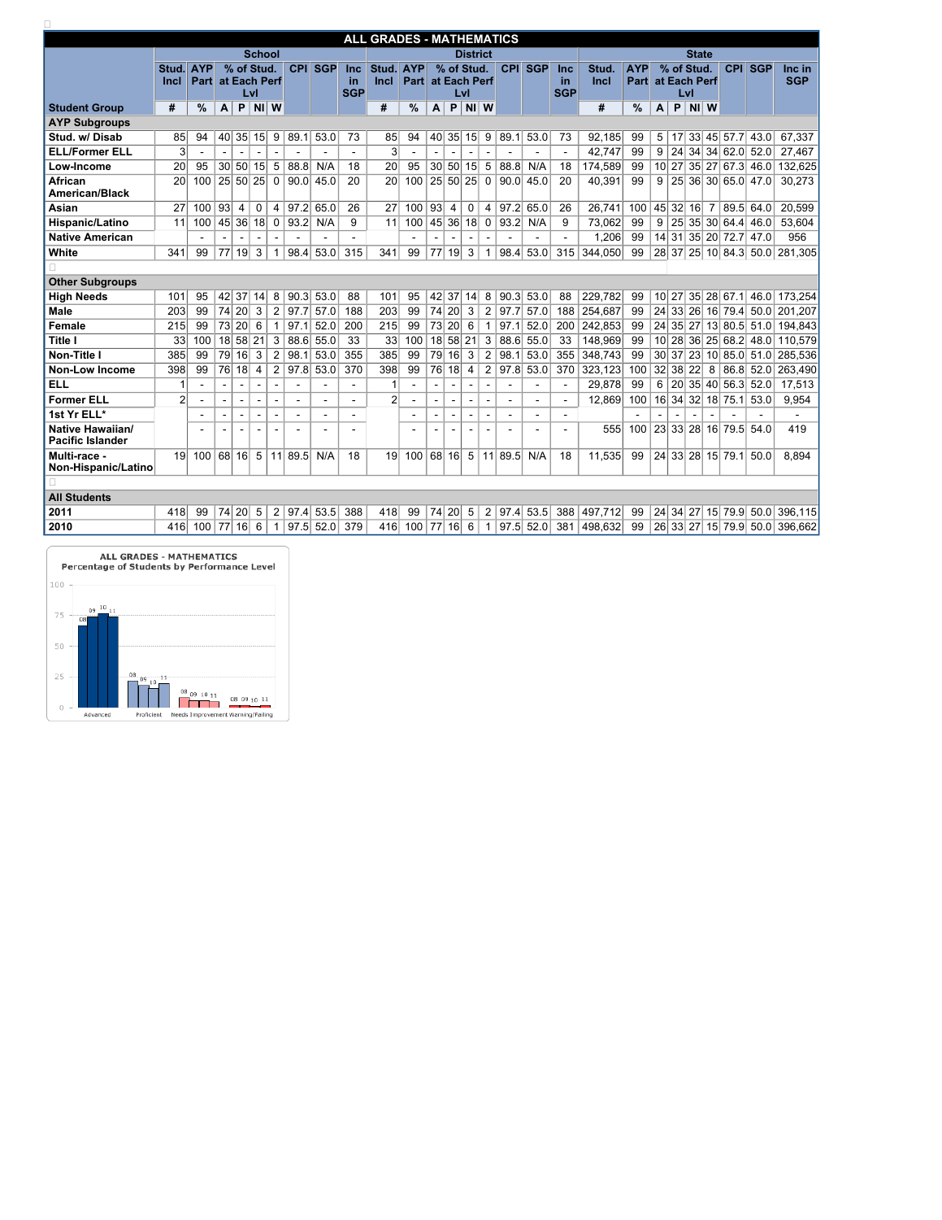## ALL GRADES - MATHEMATICS

| Student Group | School | | | | | | | | | District | | | | | | | | | State | | | | | | | | |
|---|---|---|---|---|---|---|---|---|---|---|---|---|---|---|---|---|---|---|---|---|---|---|---|---|---|---|---|
| | Stud. Incl | AYP Part | % of Stud. at Each Perf Lvl | | | | CPI | SGP | Inc in SGP | Stud. Incl | AYP Part | % of Stud. at Each Perf Lvl | | | | CPI | SGP | Inc in SGP | Stud. Incl | AYP Part | % of Stud. at Each Perf Lvl | | | | CPI | SGP | Inc in SGP |
| | # | % | A | P | NI | W | | | | # | % | A | P | NI | W | | | | # | % | A | P | NI | W | | | |
| **AYP Subgroups** | | | | | | | | | | | | | | | | | | | | | | | | | | | |
| Stud. w/ Disab | 85 | 94 | 40 | 35 | 15 | 9 | 89.1 | 53.0 | 73 | 85 | 94 | 40 | 35 | 15 | 9 | 89.1 | 53.0 | 73 | 92,185 | 99 | 5 | 17 | 33 | 45 | 57.7 | 43.0 | 67,337 |
| ELL/Former ELL | 3 | - | - | - | - | - | - | - | - | 3 | - | - | - | - | - | - | - | - | 42,747 | 99 | 9 | 24 | 34 | 34 | 62.0 | 52.0 | 27,467 |
| Low-Income | 20 | 95 | 30 | 50 | 15 | 5 | 88.8 | N/A | 18 | 20 | 95 | 30 | 50 | 15 | 5 | 88.8 | N/A | 18 | 174,589 | 99 | 10 | 27 | 35 | 27 | 67.3 | 46.0 | 132,625 |
| African American/Black | 20 | 100 | 25 | 50 | 25 | 0 | 90.0 | 45.0 | 20 | 20 | 100 | 25 | 50 | 25 | 0 | 90.0 | 45.0 | 20 | 40,391 | 99 | 9 | 25 | 36 | 30 | 65.0 | 47.0 | 30,273 |
| Asian | 27 | 100 | 93 | 4 | 0 | 4 | 97.2 | 65.0 | 26 | 27 | 100 | 93 | 4 | 0 | 4 | 97.2 | 65.0 | 26 | 26,741 | 100 | 45 | 32 | 16 | 7 | 89.5 | 64.0 | 20,599 |
| Hispanic/Latino | 11 | 100 | 45 | 36 | 18 | 0 | 93.2 | N/A | 9 | 11 | 100 | 45 | 36 | 18 | 0 | 93.2 | N/A | 9 | 73,062 | 99 | 9 | 25 | 35 | 30 | 64.4 | 46.0 | 53,604 |
| Native American | | - | - | - | - | - | - | - | - | | - | - | - | - | - | - | - | - | 1,206 | 99 | 14 | 31 | 35 | 20 | 72.7 | 47.0 | 956 |
| White | 341 | 99 | 77 | 19 | 3 | 1 | 98.4 | 53.0 | 315 | 341 | 99 | 77 | 19 | 3 | 1 | 98.4 | 53.0 | 315 | 344,050 | 99 | 28 | 37 | 25 | 10 | 84.3 | 50.0 | 281,305 |
| **Other Subgroups** | | | | | | | | | | | | | | | | | | | | | | | | | | | |
| High Needs | 101 | 95 | 42 | 37 | 14 | 8 | 90.3 | 53.0 | 88 | 101 | 95 | 42 | 37 | 14 | 8 | 90.3 | 53.0 | 88 | 229,782 | 99 | 10 | 27 | 35 | 28 | 67.1 | 46.0 | 173,254 |
| Male | 203 | 99 | 74 | 20 | 3 | 2 | 97.7 | 57.0 | 188 | 203 | 99 | 74 | 20 | 3 | 2 | 97.7 | 57.0 | 188 | 254,687 | 99 | 24 | 33 | 26 | 16 | 79.4 | 50.0 | 201,207 |
| Female | 215 | 99 | 73 | 20 | 6 | 1 | 97.1 | 52.0 | 200 | 215 | 99 | 73 | 20 | 6 | 1 | 97.1 | 52.0 | 200 | 242,853 | 99 | 24 | 35 | 27 | 13 | 80.5 | 51.0 | 194,843 |
| Title I | 33 | 100 | 18 | 58 | 21 | 3 | 88.6 | 55.0 | 33 | 33 | 100 | 18 | 58 | 21 | 3 | 88.6 | 55.0 | 33 | 148,969 | 99 | 10 | 28 | 36 | 25 | 68.2 | 48.0 | 110,579 |
| Non-Title I | 385 | 99 | 79 | 16 | 3 | 2 | 98.1 | 53.0 | 355 | 385 | 99 | 79 | 16 | 3 | 2 | 98.1 | 53.0 | 355 | 348,743 | 99 | 30 | 37 | 23 | 10 | 85.0 | 51.0 | 285,536 |
| Non-Low Income | 398 | 99 | 76 | 18 | 4 | 2 | 97.8 | 53.0 | 370 | 398 | 99 | 76 | 18 | 4 | 2 | 97.8 | 53.0 | 370 | 323,123 | 100 | 32 | 38 | 22 | 8 | 86.8 | 52.0 | 263,490 |
| ELL | 1 | - | - | - | - | - | - | - | - | 1 | - | - | - | - | - | - | - | - | 29,878 | 99 | 6 | 20 | 35 | 40 | 56.3 | 52.0 | 17,513 |
| Former ELL | 2 | - | - | - | - | - | - | - | - | 2 | - | - | - | - | - | - | - | - | 12,869 | 100 | 16 | 34 | 32 | 18 | 75.1 | 53.0 | 9,954 |
| 1st Yr ELL* | | - | - | - | - | - | - | - | - | | - | - | - | - | - | - | - | - | | - | - | - | - | - | - | - | - |
| Native Hawaiian/ Pacific Islander | | - | - | - | - | - | - | - | - | | - | - | - | - | - | - | - | - | 555 | 100 | 23 | 33 | 28 | 16 | 79.5 | 54.0 | 419 |
| Multi-race - Non-Hispanic/Latino | 19 | 100 | 68 | 16 | 5 | 11 | 89.5 | N/A | 18 | 19 | 100 | 68 | 16 | 5 | 11 | 89.5 | N/A | 18 | 11,535 | 99 | 24 | 33 | 28 | 15 | 79.1 | 50.0 | 8,894 |
| **All Students** | | | | | | | | | | | | | | | | | | | | | | | | | | | |
| 2011 | 418 | 99 | 74 | 20 | 5 | 2 | 97.4 | 53.5 | 388 | 418 | 99 | 74 | 20 | 5 | 2 | 97.4 | 53.5 | 388 | 497,712 | 99 | 24 | 34 | 27 | 15 | 79.9 | 50.0 | 396,115 |
| 2010 | 416 | 100 | 77 | 16 | 6 | 1 | 97.5 | 52.0 | 379 | 416 | 100 | 77 | 16 | 6 | 1 | 97.5 | 52.0 | 381 | 498,632 | 99 | 26 | 33 | 27 | 15 | 79.9 | 50.0 | 396,662 |

ALL GRADES - MATHEMATICS
Percentage of Students by Performance Level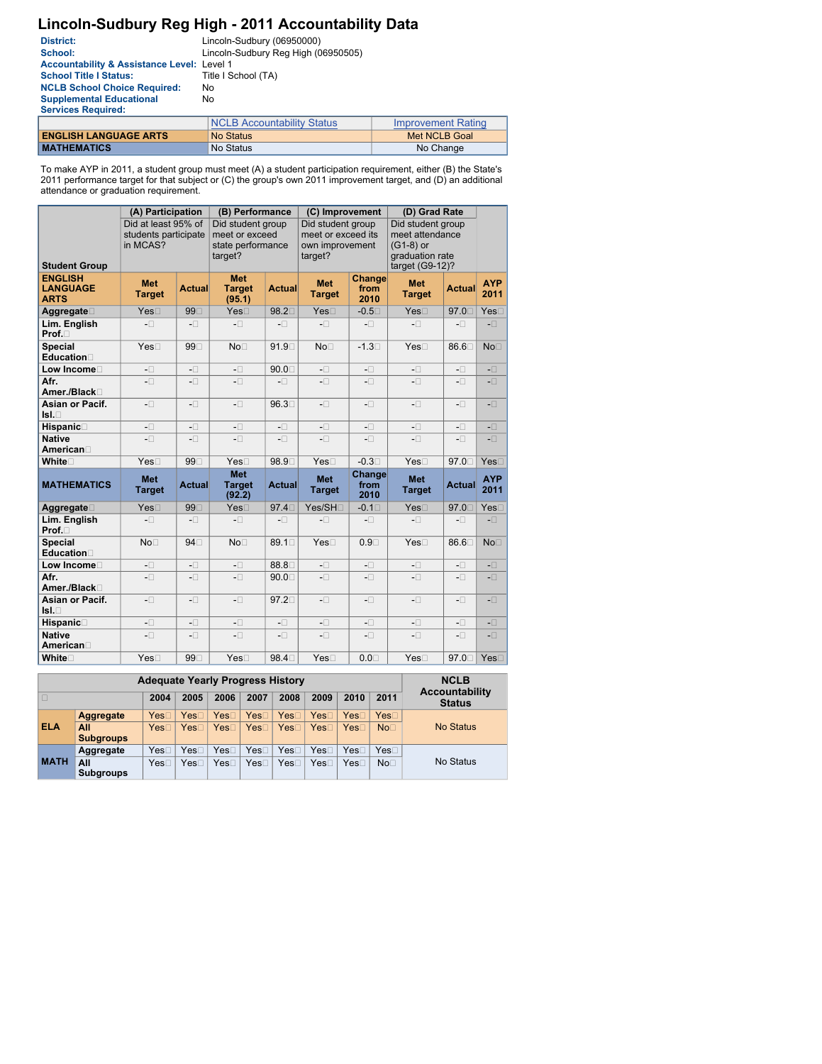# Lincoln-Sudbury Reg High - 2011 Accountability Data

**District:** Lincoln-Sudbury (06950000)
**School:** Lincoln-Sudbury Reg High (06950505)
**Accountability & Assistance Level:** Level 1
**School Title I Status:** Title I School (TA)
**NCLB School Choice Required:** No
**Supplemental Educational Services Required:** No

| | NCLB Accountability Status | Improvement Rating |
|---|---|---|
| **ENGLISH LANGUAGE ARTS** | No Status | Met NCLB Goal |
| **MATHEMATICS** | No Status | No Change |

To make AYP in 2011, a student group must meet (A) a student participation requirement, either (B) the State's 2011 performance target for that subject or (C) the group's own 2011 improvement target, and (D) an additional attendance or graduation requirement.

| Student Group | (A) Participation: Did at least 95% of students participate in MCAS? | | (B) Performance: Did student group meet or exceed state performance target? | | (C) Improvement: Did student group meet or exceed its own improvement target? | | (D) Grad Rate: Did student group meet attendance (G1-8) or graduation rate target (G9-12)? | | |
|---|---|---|---|---|---|---|---|---|---|
| **ENGLISH LANGUAGE ARTS** | **Met Target** | **Actual** | **Met Target (95.1)** | **Actual** | **Met Target** | **Change from 2010** | **Met Target** | **Actual** | **AYP 2011** |
| **Aggregate** | Yes | 99 | Yes | 98.2 | Yes | -0.5 | Yes | 97.0 | Yes |
| **Lim. English Prof.** | - | - | - | - | - | - | - | - | - |
| **Special Education** | Yes | 99 | No | 91.9 | No | -1.3 | Yes | 86.6 | No |
| **Low Income** | - | - | - | 90.0 | - | - | - | - | - |
| **Afr. Amer./Black** | - | - | - | - | - | - | - | - | - |
| **Asian or Pacif. Isl.** | - | - | - | 96.3 | - | - | - | - | - |
| **Hispanic** | - | - | - | - | - | - | - | - | - |
| **Native American** | - | - | - | - | - | - | - | - | - |
| **White** | Yes | 99 | Yes | 98.9 | Yes | -0.3 | Yes | 97.0 | Yes |
| **MATHEMATICS** | **Met Target** | **Actual** | **Met Target (92.2)** | **Actual** | **Met Target** | **Change from 2010** | **Met Target** | **Actual** | **AYP 2011** |
| **Aggregate** | Yes | 99 | Yes | 97.4 | Yes/SH | -0.1 | Yes | 97.0 | Yes |
| **Lim. English Prof.** | - | - | - | - | - | - | - | - | - |
| **Special Education** | No | 94 | No | 89.1 | Yes | 0.9 | Yes | 86.6 | No |
| **Low Income** | - | - | - | 88.8 | - | - | - | - | - |
| **Afr. Amer./Black** | - | - | - | 90.0 | - | - | - | - | - |
| **Asian or Pacif. Isl.** | - | - | - | 97.2 | - | - | - | - | - |
| **Hispanic** | - | - | - | - | - | - | - | - | - |
| **Native American** | - | - | - | - | - | - | - | - | - |
| **White** | Yes | 99 | Yes | 98.4 | Yes | 0.0 | Yes | 97.0 | Yes |

| Adequate Yearly Progress History | | 2004 | 2005 | 2006 | 2007 | 2008 | 2009 | 2010 | 2011 | NCLB Accountability Status |
|---|---|---|---|---|---|---|---|---|---|---|
| **ELA** | **Aggregate** | Yes | Yes | Yes | Yes | Yes | Yes | Yes | Yes | No Status |
| | **All Subgroups** | Yes | Yes | Yes | Yes | Yes | Yes | Yes | No | |
| **MATH** | **Aggregate** | Yes | Yes | Yes | Yes | Yes | Yes | Yes | Yes | No Status |
| | **All Subgroups** | Yes | Yes | Yes | Yes | Yes | Yes | Yes | No | |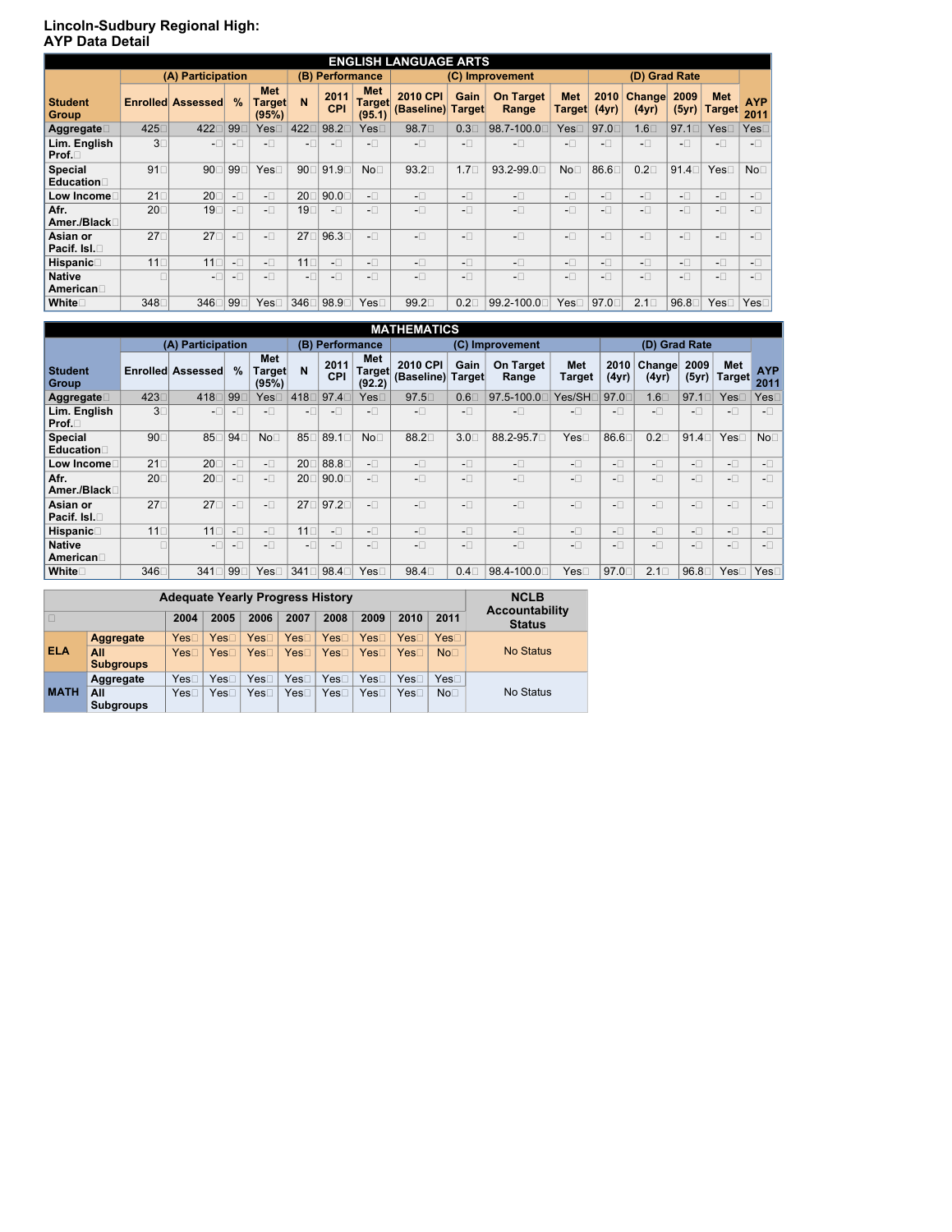# Lincoln-Sudbury Regional High: AYP Data Detail

| ENGLISH LANGUAGE ARTS | | | | | | | | | | | | | | | | | |
|---|---|---|---|---|---|---|---|---|---|---|---|---|---|---|---|---|---|
| | (A) Participation | | | | (B) Performance | | | (C) Improvement | | | | (D) Grad Rate | | | | | |
| Student Group | Enrolled | Assessed | % | Met Target (95%) | N | 2011 CPI | Met Target (95.1) | 2010 CPI (Baseline) | Gain Target | On Target Range | Met Target | 2010 (4yr) | Change (4yr) | 2009 (5yr) | Met Target | AYP 2011 |
| Aggregate | 425 | 422 | 99 | Yes | 422 | 98.2 | Yes | 98.7 | 0.3 | 98.7-100.0 | Yes | 97.0 | 1.6 | 97.1 | Yes | Yes |
| Lim. English Prof. | 3 | - | - | - | - | - | - | - | - | - | - | - | - | - | - | - |
| Special Education | 91 | 90 | 99 | Yes | 90 | 91.9 | No | 93.2 | 1.7 | 93.2-99.0 | No | 86.6 | 0.2 | 91.4 | Yes | No |
| Low Income | 21 | 20 | - | - | 20 | 90.0 | - | - | - | - | - | - | - | - | - | - |
| Afr. Amer./Black | 20 | 19 | - | - | 19 | - | - | - | - | - | - | - | - | - | - | - |
| Asian or Pacif. Isl. | 27 | 27 | - | - | 27 | 96.3 | - | - | - | - | - | - | - | - | - | - |
| Hispanic | 11 | 11 | - | - | 11 | - | - | - | - | - | - | - | - | - | - | - |
| Native American | | - | - | - | - | - | - | - | - | - | - | - | - | - | - | - |
| White | 348 | 346 | 99 | Yes | 346 | 98.9 | Yes | 99.2 | 0.2 | 99.2-100.0 | Yes | 97.0 | 2.1 | 96.8 | Yes | Yes |

| MATHEMATICS | | | | | | | | | | | | | | | | |
|---|---|---|---|---|---|---|---|---|---|---|---|---|---|---|---|---|
| | (A) Participation | | | | (B) Performance | | | (C) Improvement | | | | (D) Grad Rate | | | | |
| Student Group | Enrolled | Assessed | % | Met Target (95%) | N | 2011 CPI | Met Target (92.2) | 2010 CPI (Baseline) | Gain Target | On Target Range | Met Target | 2010 (4yr) | Change (4yr) | 2009 (5yr) | Met Target | AYP 2011 |
| Aggregate | 423 | 418 | 99 | Yes | 418 | 97.4 | Yes | 97.5 | 0.6 | 97.5-100.0 | Yes/SH | 97.0 | 1.6 | 97.1 | Yes | Yes |
| Lim. English Prof. | 3 | - | - | - | - | - | - | - | - | - | - | - | - | - | - | - |
| Special Education | 90 | 85 | 94 | No | 85 | 89.1 | No | 88.2 | 3.0 | 88.2-95.7 | Yes | 86.6 | 0.2 | 91.4 | Yes | No |
| Low Income | 21 | 20 | - | - | 20 | 88.8 | - | - | - | - | - | - | - | - | - | - |
| Afr. Amer./Black | 20 | 20 | - | - | 20 | 90.0 | - | - | - | - | - | - | - | - | - | - |
| Asian or Pacif. Isl. | 27 | 27 | - | - | 27 | 97.2 | - | - | - | - | - | - | - | - | - | - |
| Hispanic | 11 | 11 | - | - | 11 | - | - | - | - | - | - | - | - | - | - | - |
| Native American | | - | - | - | - | - | - | - | - | - | - | - | - | - | - | - |
| White | 346 | 341 | 99 | Yes | 341 | 98.4 | Yes | 98.4 | 0.4 | 98.4-100.0 | Yes | 97.0 | 2.1 | 96.8 | Yes | Yes |

| Adequate Yearly Progress History | | | | | | | | | | NCLB Accountability Status |
|---|---|---|---|---|---|---|---|---|---|---|
| | | 2004 | 2005 | 2006 | 2007 | 2008 | 2009 | 2010 | 2011 | |
| ELA | Aggregate | Yes | Yes | Yes | Yes | Yes | Yes | Yes | Yes | No Status |
| | All Subgroups | Yes | Yes | Yes | Yes | Yes | Yes | Yes | No | |
| MATH | Aggregate | Yes | Yes | Yes | Yes | Yes | Yes | Yes | Yes | No Status |
| | All Subgroups | Yes | Yes | Yes | Yes | Yes | Yes | Yes | No | |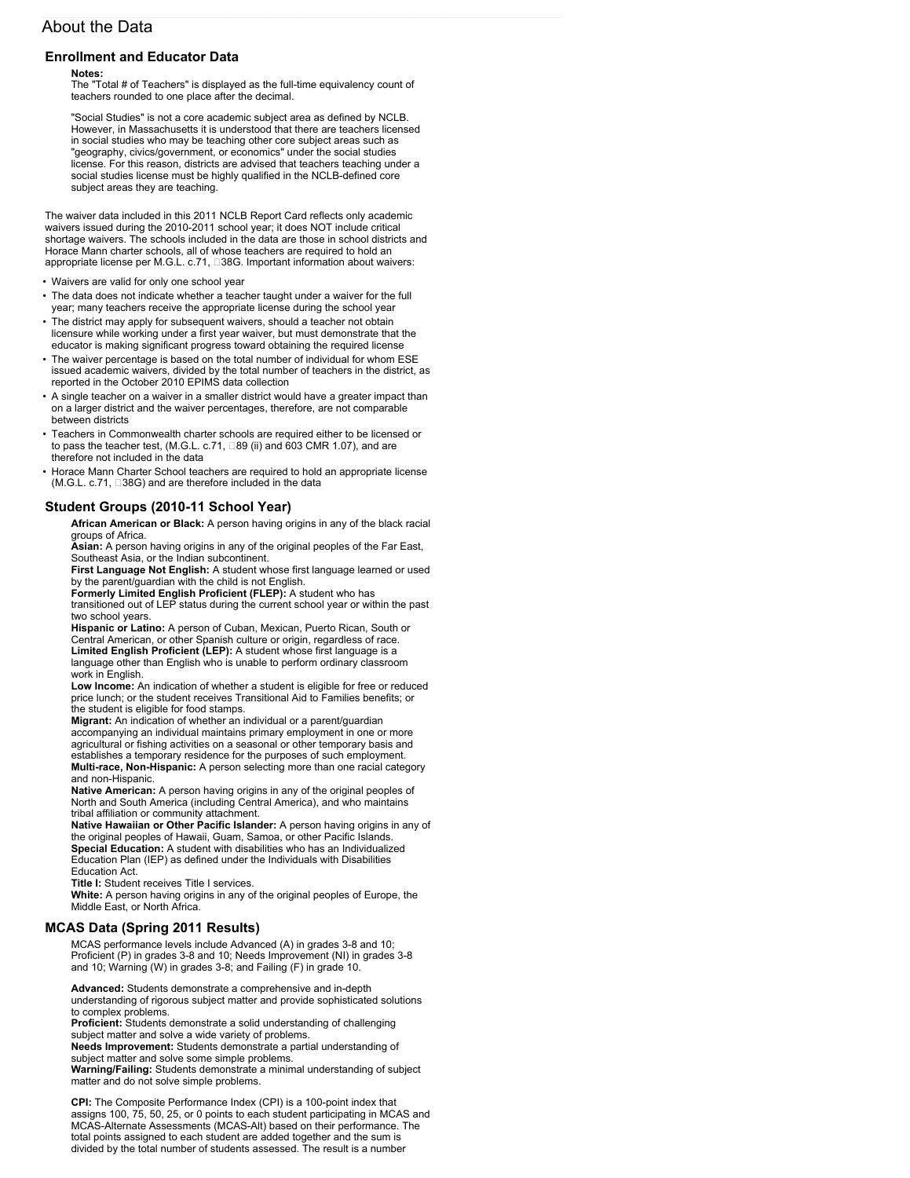# About the Data

## Enrollment and Educator Data

**Notes:**
The "Total # of Teachers" is displayed as the full-time equivalency count of teachers rounded to one place after the decimal.

"Social Studies" is not a core academic subject area as defined by NCLB. However, in Massachusetts it is understood that there are teachers licensed in social studies who may be teaching other core subject areas such as "geography, civics/government, or economics" under the social studies license. For this reason, districts are advised that teachers teaching under a social studies license must be highly qualified in the NCLB-defined core subject areas they are teaching.

The waiver data included in this 2011 NCLB Report Card reflects only academic waivers issued during the 2010-2011 school year; it does NOT include critical shortage waivers. The schools included in the data are those in school districts and Horace Mann charter schools, all of whose teachers are required to hold an appropriate license per M.G.L. c.71, 38G. Important information about waivers:

- Waivers are valid for only one school year
- The data does not indicate whether a teacher taught under a waiver for the full year; many teachers receive the appropriate license during the school year
- The district may apply for subsequent waivers, should a teacher not obtain licensure while working under a first year waiver, but must demonstrate that the educator is making significant progress toward obtaining the required license
- The waiver percentage is based on the total number of individual for whom ESE issued academic waivers, divided by the total number of teachers in the district, as reported in the October 2010 EPIMS data collection
- A single teacher on a waiver in a smaller district would have a greater impact than on a larger district and the waiver percentages, therefore, are not comparable between districts
- Teachers in Commonwealth charter schools are required either to be licensed or to pass the teacher test, (M.G.L. c.71, 89 (ii) and 603 CMR 1.07), and are therefore not included in the data
- Horace Mann Charter School teachers are required to hold an appropriate license (M.G.L. c.71, 38G) and are therefore included in the data

## Student Groups (2010-11 School Year)

**African American or Black:** A person having origins in any of the black racial groups of Africa.
**Asian:** A person having origins in any of the original peoples of the Far East, Southeast Asia, or the Indian subcontinent.
**First Language Not English:** A student whose first language learned or used by the parent/guardian with the child is not English.
**Formerly Limited English Proficient (FLEP):** A student who has transitioned out of LEP status during the current school year or within the past two school years.
**Hispanic or Latino:** A person of Cuban, Mexican, Puerto Rican, South or Central American, or other Spanish culture or origin, regardless of race.
**Limited English Proficient (LEP):** A student whose first language is a language other than English who is unable to perform ordinary classroom work in English.
**Low Income:** An indication of whether a student is eligible for free or reduced price lunch; or the student receives Transitional Aid to Families benefits; or the student is eligible for food stamps.
**Migrant:** An indication of whether an individual or a parent/guardian accompanying an individual maintains primary employment in one or more agricultural or fishing activities on a seasonal or other temporary basis and establishes a temporary residence for the purposes of such employment.
**Multi-race, Non-Hispanic:** A person selecting more than one racial category and non-Hispanic.
**Native American:** A person having origins in any of the original peoples of North and South America (including Central America), and who maintains tribal affiliation or community attachment.
**Native Hawaiian or Other Pacific Islander:** A person having origins in any of the original peoples of Hawaii, Guam, Samoa, or other Pacific Islands.
**Special Education:** A student with disabilities who has an Individualized Education Plan (IEP) as defined under the Individuals with Disabilities Education Act.
**Title I:** Student receives Title I services.
**White:** A person having origins in any of the original peoples of Europe, the Middle East, or North Africa.

## MCAS Data (Spring 2011 Results)

MCAS performance levels include Advanced (A) in grades 3-8 and 10; Proficient (P) in grades 3-8 and 10; Needs Improvement (NI) in grades 3-8 and 10; Warning (W) in grades 3-8; and Failing (F) in grade 10.

**Advanced:** Students demonstrate a comprehensive and in-depth understanding of rigorous subject matter and provide sophisticated solutions to complex problems.
**Proficient:** Students demonstrate a solid understanding of challenging subject matter and solve a wide variety of problems.
**Needs Improvement:** Students demonstrate a partial understanding of subject matter and solve some simple problems.
**Warning/Failing:** Students demonstrate a minimal understanding of subject matter and do not solve simple problems.

**CPI:** The Composite Performance Index (CPI) is a 100-point index that assigns 100, 75, 50, 25, or 0 points to each student participating in MCAS and MCAS-Alternate Assessments (MCAS-Alt) based on their performance. The total points assigned to each student are added together and the sum is divided by the total number of students assessed. The result is a number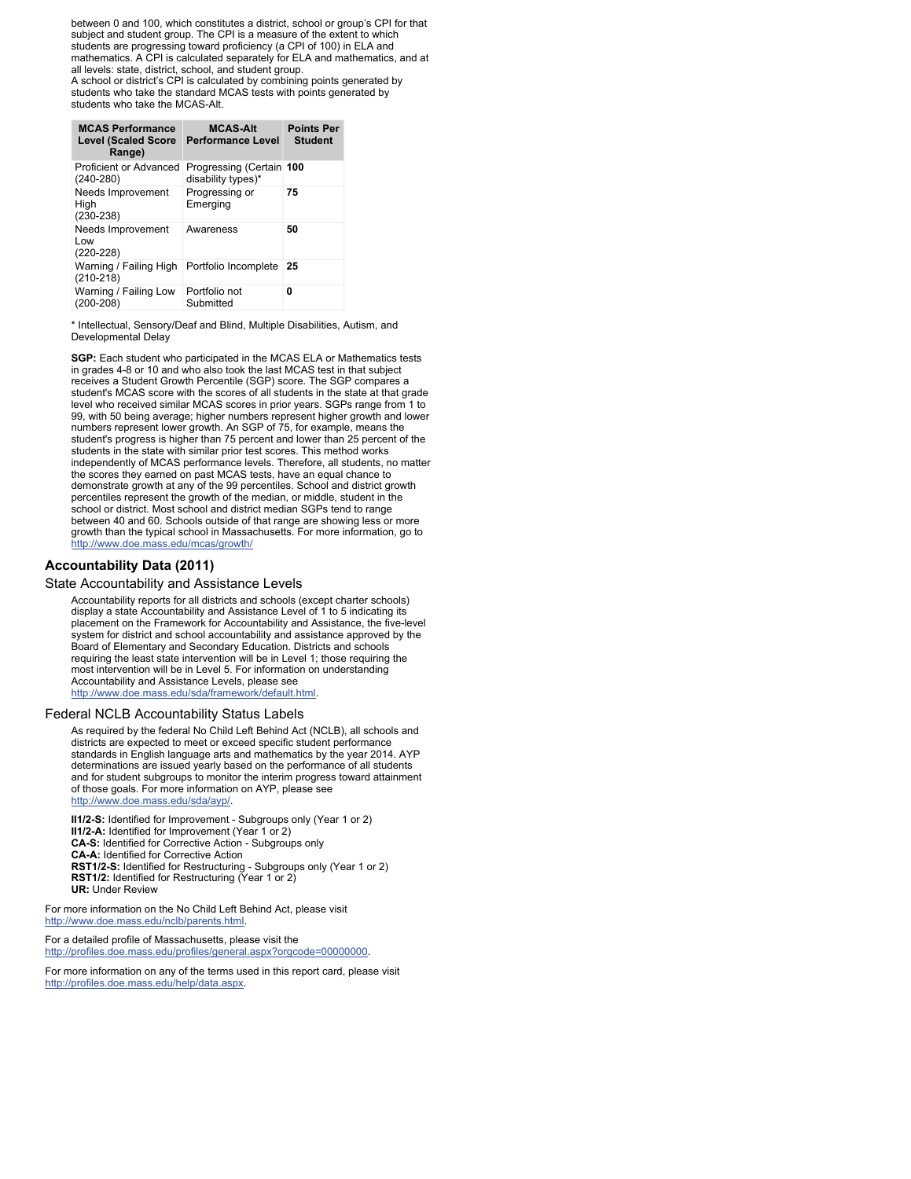between 0 and 100, which constitutes a district, school or group's CPI for that subject and student group. The CPI is a measure of the extent to which students are progressing toward proficiency (a CPI of 100) in ELA and mathematics. A CPI is calculated separately for ELA and mathematics, and at all levels: state, district, school, and student group.
A school or district's CPI is calculated by combining points generated by students who take the standard MCAS tests with points generated by students who take the MCAS-Alt.

| MCAS Performance Level (Scaled Score Range) | MCAS-Alt Performance Level | Points Per Student |
|---|---|---|
| Proficient or Advanced (240-280) | Progressing (Certain disability types)* | **100** |
| Needs Improvement High (230-238) | Progressing or Emerging | **75** |
| Needs Improvement Low (220-228) | Awareness | **50** |
| Warning / Failing High (210-218) | Portfolio Incomplete | **25** |
| Warning / Failing Low (200-208) | Portfolio not Submitted | **0** |

* Intellectual, Sensory/Deaf and Blind, Multiple Disabilities, Autism, and Developmental Delay

**SGP:** Each student who participated in the MCAS ELA or Mathematics tests in grades 4-8 or 10 and who also took the last MCAS test in that subject receives a Student Growth Percentile (SGP) score. The SGP compares a student's MCAS score with the scores of all students in the state at that grade level who received similar MCAS scores in prior years. SGPs range from 1 to 99, with 50 being average; higher numbers represent higher growth and lower numbers represent lower growth. An SGP of 75, for example, means the student's progress is higher than 75 percent and lower than 25 percent of the students in the state with similar prior test scores. This method works independently of MCAS performance levels. Therefore, all students, no matter the scores they earned on past MCAS tests, have an equal chance to demonstrate growth at any of the 99 percentiles. School and district growth percentiles represent the growth of the median, or middle, student in the school or district. Most school and district median SGPs tend to range between 40 and 60. Schools outside of that range are showing less or more growth than the typical school in Massachusetts. For more information, go to http://www.doe.mass.edu/mcas/growth/

## Accountability Data (2011)

### State Accountability and Assistance Levels

Accountability reports for all districts and schools (except charter schools) display a state Accountability and Assistance Level of 1 to 5 indicating its placement on the Framework for Accountability and Assistance, the five-level system for district and school accountability and assistance approved by the Board of Elementary and Secondary Education. Districts and schools requiring the least state intervention will be in Level 1; those requiring the most intervention will be in Level 5. For information on understanding Accountability and Assistance Levels, please see http://www.doe.mass.edu/sda/framework/default.html.

### Federal NCLB Accountability Status Labels

As required by the federal No Child Left Behind Act (NCLB), all schools and districts are expected to meet or exceed specific student performance standards in English language arts and mathematics by the year 2014. AYP determinations are issued yearly based on the performance of all students and for student subgroups to monitor the interim progress toward attainment of those goals. For more information on AYP, please see http://www.doe.mass.edu/sda/ayp/.

**II1/2-S:** Identified for Improvement - Subgroups only (Year 1 or 2)
**II1/2-A:** Identified for Improvement (Year 1 or 2)
**CA-S:** Identified for Corrective Action - Subgroups only
**CA-A:** Identified for Corrective Action
**RST1/2-S:** Identified for Restructuring - Subgroups only (Year 1 or 2)
**RST1/2:** Identified for Restructuring (Year 1 or 2)
**UR:** Under Review

For more information on the No Child Left Behind Act, please visit http://www.doe.mass.edu/nclb/parents.html.

For a detailed profile of Massachusetts, please visit the http://profiles.doe.mass.edu/profiles/general.aspx?orgcode=00000000.

For more information on any of the terms used in this report card, please visit http://profiles.doe.mass.edu/help/data.aspx.